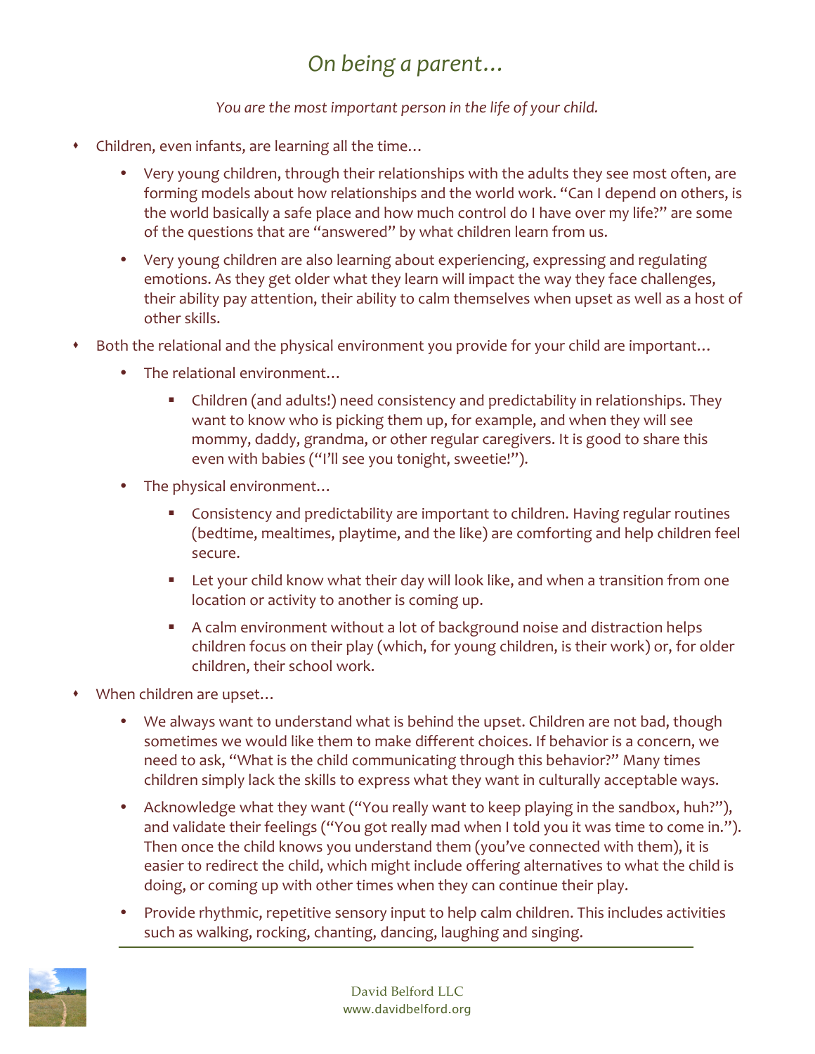# *On being a parent…*

*You are the most important person in the life of your child.*

- Children, even infants, are learning all the time…
  - Very young children, through their relationships with the adults they see most often, are forming models about how relationships and the world work. "Can I depend on others, is the world basically a safe place and how much control do I have over my life?" are some of the questions that are "answered" by what children learn from us.
  - Very young children are also learning about experiencing, expressing and regulating emotions. As they get older what they learn will impact the way they face challenges, their ability pay attention, their ability to calm themselves when upset as well as a host of other skills.
- Both the relational and the physical environment you provide for your child are important…
  - The relational environment…
    - Children (and adults!) need consistency and predictability in relationships. They want to know who is picking them up, for example, and when they will see mommy, daddy, grandma, or other regular caregivers. It is good to share this even with babies ("I'll see you tonight, sweetie!").
  - The physical environment…
    - Consistency and predictability are important to children. Having regular routines (bedtime, mealtimes, playtime, and the like) are comforting and help children feel secure.
    - Let your child know what their day will look like, and when a transition from one location or activity to another is coming up.
    - A calm environment without a lot of background noise and distraction helps children focus on their play (which, for young children, is their work) or, for older children, their school work.
- When children are upset…
  - We always want to understand what is behind the upset. Children are not bad, though sometimes we would like them to make different choices. If behavior is a concern, we need to ask, "What is the child communicating through this behavior?" Many times children simply lack the skills to express what they want in culturally acceptable ways.
  - Acknowledge what they want ("You really want to keep playing in the sandbox, huh?"), and validate their feelings ("You got really mad when I told you it was time to come in."). Then once the child knows you understand them (you've connected with them), it is easier to redirect the child, which might include offering alternatives to what the child is doing, or coming up with other times when they can continue their play.
  - Provide rhythmic, repetitive sensory input to help calm children. This includes activities such as walking, rocking, chanting, dancing, laughing and singing.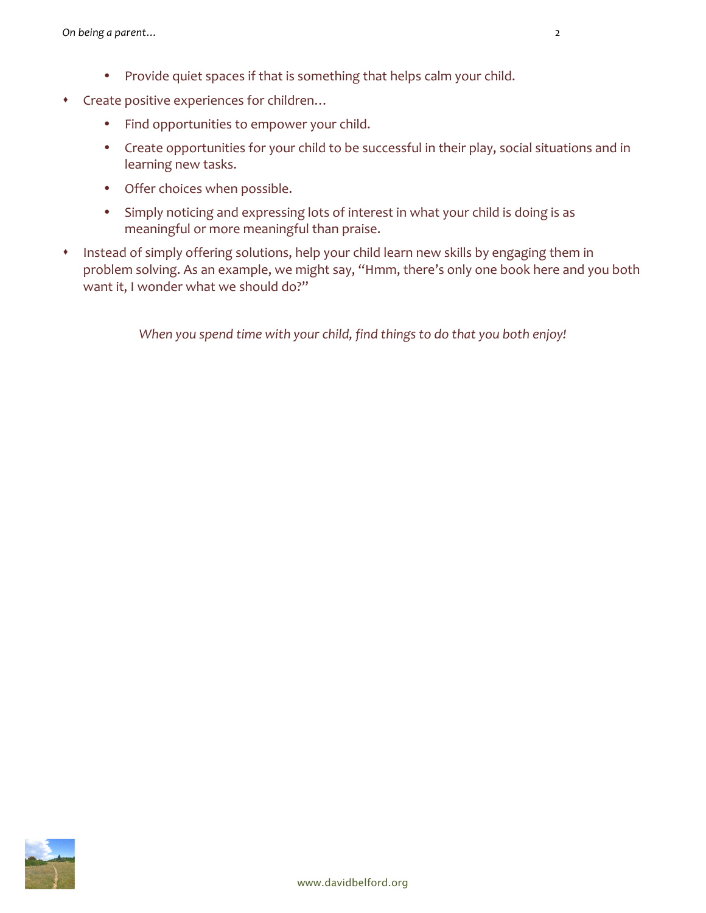- Provide quiet spaces if that is something that helps calm your child.
- Create positive experiences for children…
    - Find opportunities to empower your child.
    - Create opportunities for your child to be successful in their play, social situations and in learning new tasks.
    - Offer choices when possible.
    - Simply noticing and expressing lots of interest in what your child is doing is as meaningful or more meaningful than praise.
- Instead of simply offering solutions, help your child learn new skills by engaging them in problem solving. As an example, we might say, "Hmm, there's only one book here and you both want it, I wonder what we should do?"

*When you spend time with your child, find things to do that you both enjoy!*

www.davidbelford.org